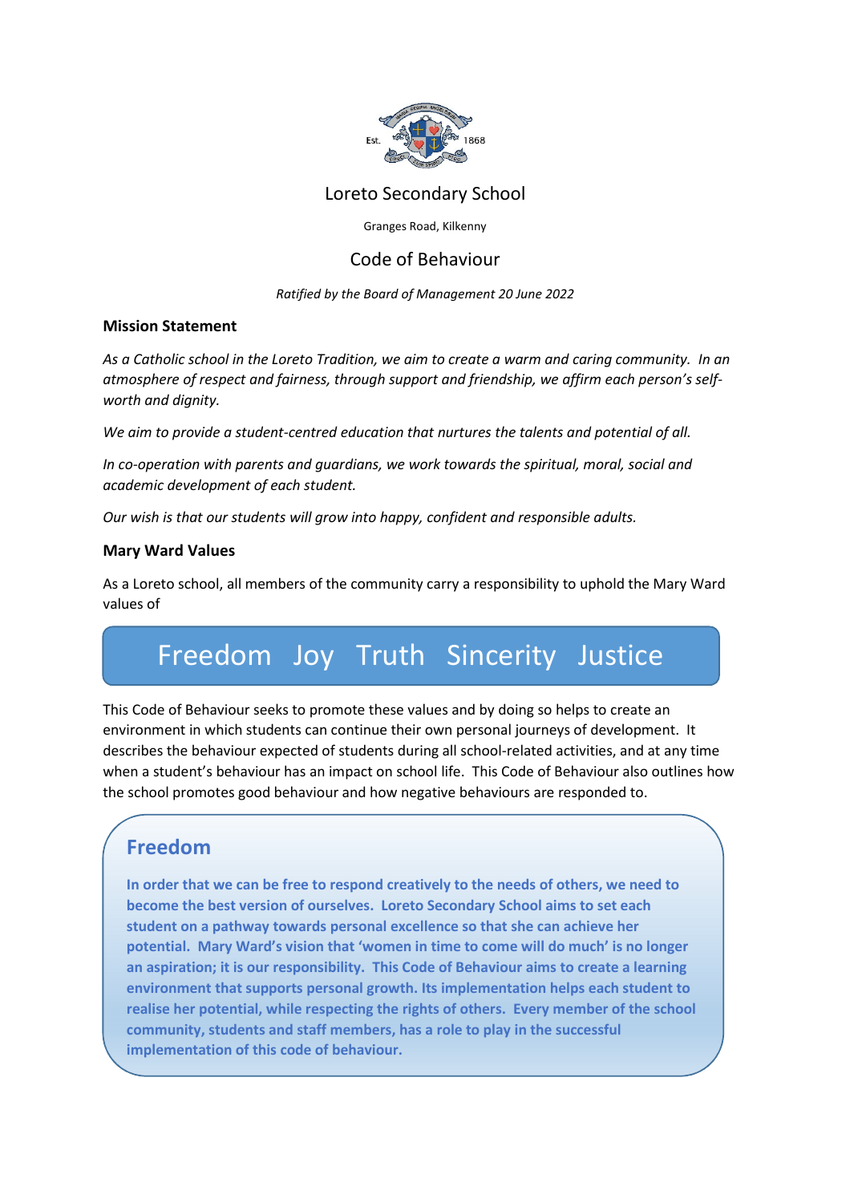Est. 1868

# Loreto Secondary School

Granges Road, Kilkenny

## Code of Behaviour

*Ratified by the Board of Management 20 June 2022*

### Mission Statement

*As a Catholic school in the Loreto Tradition, we aim to create a warm and caring community. In an atmosphere of respect and fairness, through support and friendship, we affirm each person's self-worth and dignity.*

*We aim to provide a student-centred education that nurtures the talents and potential of all.*

*In co-operation with parents and guardians, we work towards the spiritual, moral, social and academic development of each student.*

*Our wish is that our students will grow into happy, confident and responsible adults.*

### Mary Ward Values

As a Loreto school, all members of the community carry a responsibility to uphold the Mary Ward values of

**Freedom Joy Truth Sincerity Justice**

This Code of Behaviour seeks to promote these values and by doing so helps to create an environment in which students can continue their own personal journeys of development. It describes the behaviour expected of students during all school-related activities, and at any time when a student's behaviour has an impact on school life. This Code of Behaviour also outlines how the school promotes good behaviour and how negative behaviours are responded to.

### Freedom

**In order that we can be free to respond creatively to the needs of others, we need to become the best version of ourselves. Loreto Secondary School aims to set each student on a pathway towards personal excellence so that she can achieve her potential. Mary Ward's vision that 'women in time to come will do much' is no longer an aspiration; it is our responsibility. This Code of Behaviour aims to create a learning environment that supports personal growth. Its implementation helps each student to realise her potential, while respecting the rights of others. Every member of the school community, students and staff members, has a role to play in the successful implementation of this code of behaviour.**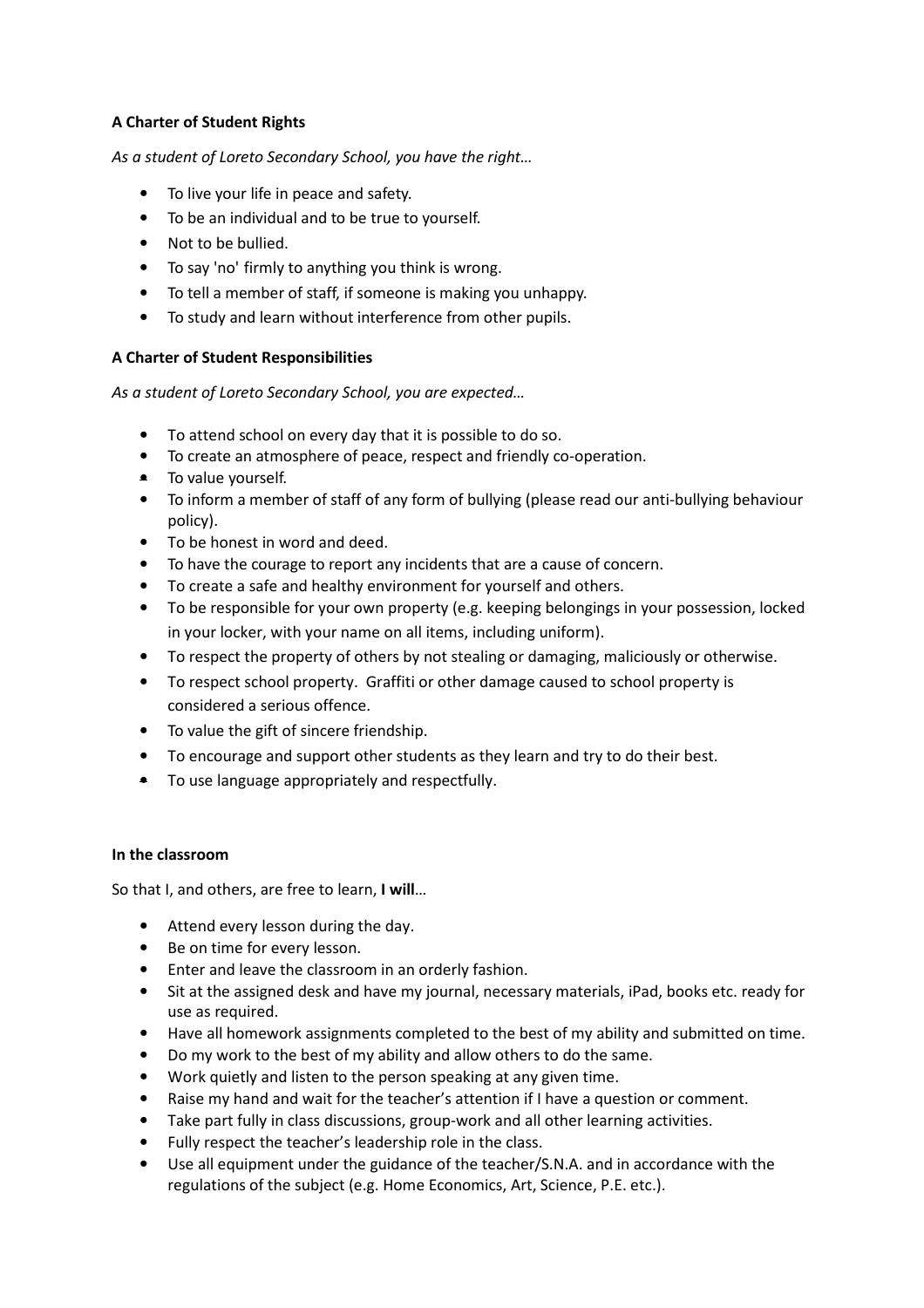**A Charter of Student Rights**

*As a student of Loreto Secondary School, you have the right…*

- To live your life in peace and safety.
- To be an individual and to be true to yourself.
- Not to be bullied.
- To say 'no' firmly to anything you think is wrong.
- To tell a member of staff, if someone is making you unhappy.
- To study and learn without interference from other pupils.

**A Charter of Student Responsibilities**

*As a student of Loreto Secondary School, you are expected…*

- To attend school on every day that it is possible to do so.
- To create an atmosphere of peace, respect and friendly co-operation.
- To value yourself.
- To inform a member of staff of any form of bullying (please read our anti-bullying behaviour policy).
- To be honest in word and deed.
- To have the courage to report any incidents that are a cause of concern.
- To create a safe and healthy environment for yourself and others.
- To be responsible for your own property (e.g. keeping belongings in your possession, locked in your locker, with your name on all items, including uniform).
- To respect the property of others by not stealing or damaging, maliciously or otherwise.
- To respect school property. Graffiti or other damage caused to school property is considered a serious offence.
- To value the gift of sincere friendship.
- To encourage and support other students as they learn and try to do their best.
- To use language appropriately and respectfully.

**In the classroom**

So that I, and others, are free to learn, **I will**…

- Attend every lesson during the day.
- Be on time for every lesson.
- Enter and leave the classroom in an orderly fashion.
- Sit at the assigned desk and have my journal, necessary materials, iPad, books etc. ready for use as required.
- Have all homework assignments completed to the best of my ability and submitted on time.
- Do my work to the best of my ability and allow others to do the same.
- Work quietly and listen to the person speaking at any given time.
- Raise my hand and wait for the teacher's attention if I have a question or comment.
- Take part fully in class discussions, group-work and all other learning activities.
- Fully respect the teacher's leadership role in the class.
- Use all equipment under the guidance of the teacher/S.N.A. and in accordance with the regulations of the subject (e.g. Home Economics, Art, Science, P.E. etc.).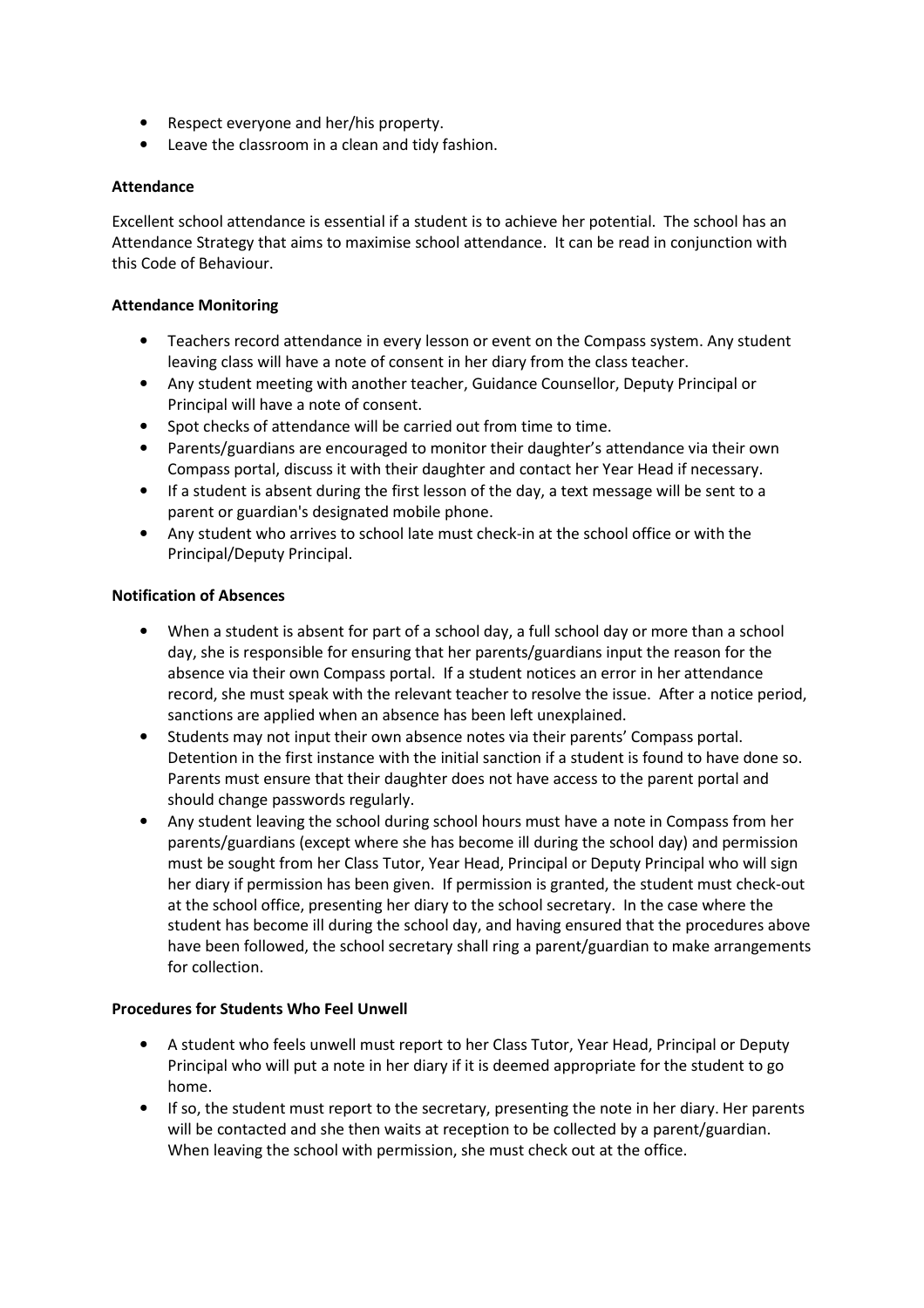- Respect everyone and her/his property.
- Leave the classroom in a clean and tidy fashion.

**Attendance**

Excellent school attendance is essential if a student is to achieve her potential. The school has an Attendance Strategy that aims to maximise school attendance. It can be read in conjunction with this Code of Behaviour.

**Attendance Monitoring**

- Teachers record attendance in every lesson or event on the Compass system. Any student leaving class will have a note of consent in her diary from the class teacher.
- Any student meeting with another teacher, Guidance Counsellor, Deputy Principal or Principal will have a note of consent.
- Spot checks of attendance will be carried out from time to time.
- Parents/guardians are encouraged to monitor their daughter's attendance via their own Compass portal, discuss it with their daughter and contact her Year Head if necessary.
- If a student is absent during the first lesson of the day, a text message will be sent to a parent or guardian's designated mobile phone.
- Any student who arrives to school late must check-in at the school office or with the Principal/Deputy Principal.

**Notification of Absences**

- When a student is absent for part of a school day, a full school day or more than a school day, she is responsible for ensuring that her parents/guardians input the reason for the absence via their own Compass portal. If a student notices an error in her attendance record, she must speak with the relevant teacher to resolve the issue. After a notice period, sanctions are applied when an absence has been left unexplained.
- Students may not input their own absence notes via their parents' Compass portal. Detention in the first instance with the initial sanction if a student is found to have done so. Parents must ensure that their daughter does not have access to the parent portal and should change passwords regularly.
- Any student leaving the school during school hours must have a note in Compass from her parents/guardians (except where she has become ill during the school day) and permission must be sought from her Class Tutor, Year Head, Principal or Deputy Principal who will sign her diary if permission has been given. If permission is granted, the student must check-out at the school office, presenting her diary to the school secretary. In the case where the student has become ill during the school day, and having ensured that the procedures above have been followed, the school secretary shall ring a parent/guardian to make arrangements for collection.

**Procedures for Students Who Feel Unwell**

- A student who feels unwell must report to her Class Tutor, Year Head, Principal or Deputy Principal who will put a note in her diary if it is deemed appropriate for the student to go home.
- If so, the student must report to the secretary, presenting the note in her diary. Her parents will be contacted and she then waits at reception to be collected by a parent/guardian. When leaving the school with permission, she must check out at the office.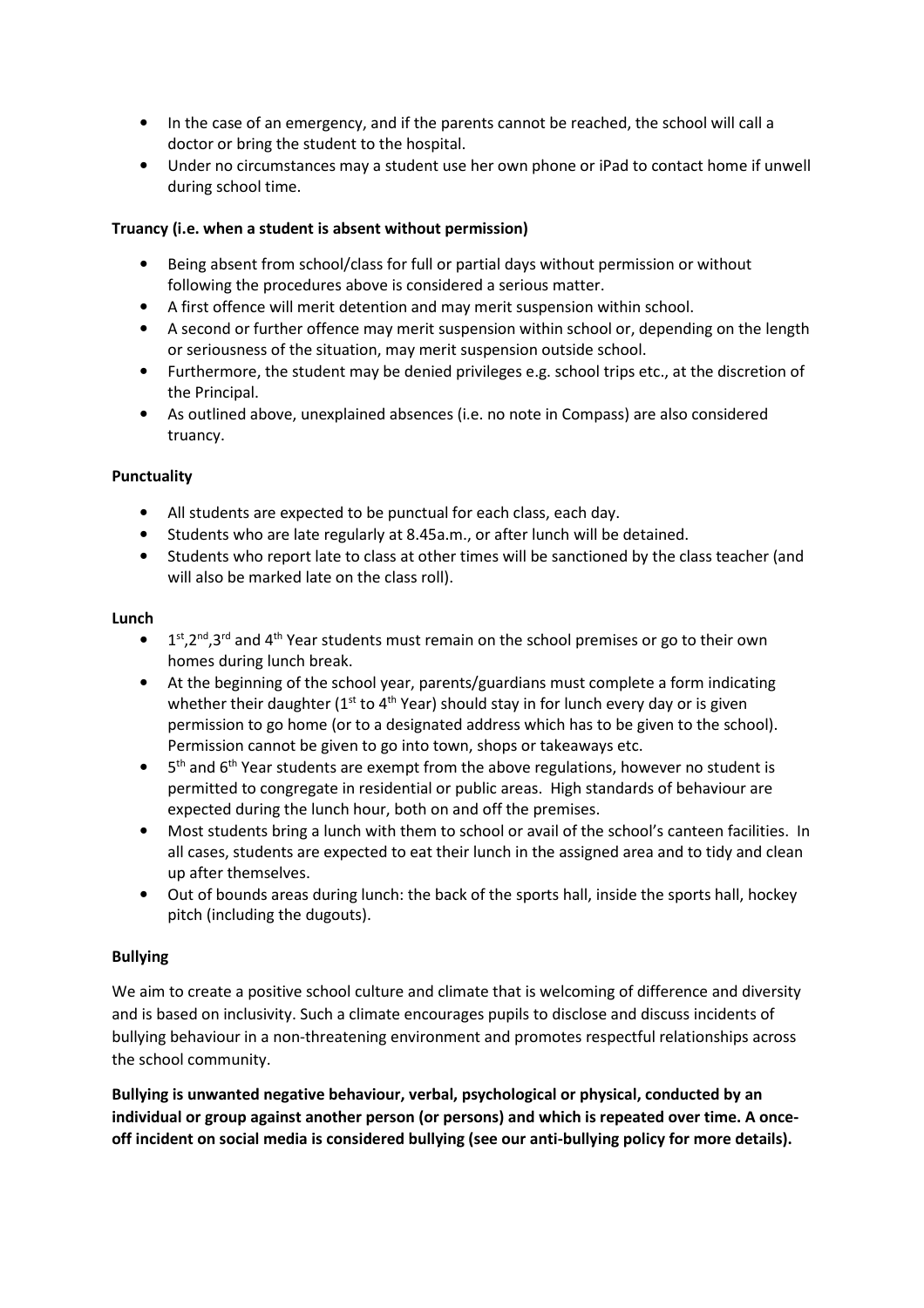- In the case of an emergency, and if the parents cannot be reached, the school will call a doctor or bring the student to the hospital.
- Under no circumstances may a student use her own phone or iPad to contact home if unwell during school time.

**Truancy (i.e. when a student is absent without permission)**

- Being absent from school/class for full or partial days without permission or without following the procedures above is considered a serious matter.
- A first offence will merit detention and may merit suspension within school.
- A second or further offence may merit suspension within school or, depending on the length or seriousness of the situation, may merit suspension outside school.
- Furthermore, the student may be denied privileges e.g. school trips etc., at the discretion of the Principal.
- As outlined above, unexplained absences (i.e. no note in Compass) are also considered truancy.

**Punctuality**

- All students are expected to be punctual for each class, each day.
- Students who are late regularly at 8.45a.m., or after lunch will be detained.
- Students who report late to class at other times will be sanctioned by the class teacher (and will also be marked late on the class roll).

**Lunch**

- 1st,2nd,3rd and 4th Year students must remain on the school premises or go to their own homes during lunch break.
- At the beginning of the school year, parents/guardians must complete a form indicating whether their daughter (1st to 4th Year) should stay in for lunch every day or is given permission to go home (or to a designated address which has to be given to the school). Permission cannot be given to go into town, shops or takeaways etc.
- 5th and 6th Year students are exempt from the above regulations, however no student is permitted to congregate in residential or public areas. High standards of behaviour are expected during the lunch hour, both on and off the premises.
- Most students bring a lunch with them to school or avail of the school's canteen facilities. In all cases, students are expected to eat their lunch in the assigned area and to tidy and clean up after themselves.
- Out of bounds areas during lunch: the back of the sports hall, inside the sports hall, hockey pitch (including the dugouts).

**Bullying**

We aim to create a positive school culture and climate that is welcoming of difference and diversity and is based on inclusivity. Such a climate encourages pupils to disclose and discuss incidents of bullying behaviour in a non-threatening environment and promotes respectful relationships across the school community.

**Bullying is unwanted negative behaviour, verbal, psychological or physical, conducted by an individual or group against another person (or persons) and which is repeated over time. A once-off incident on social media is considered bullying (see our anti-bullying policy for more details).**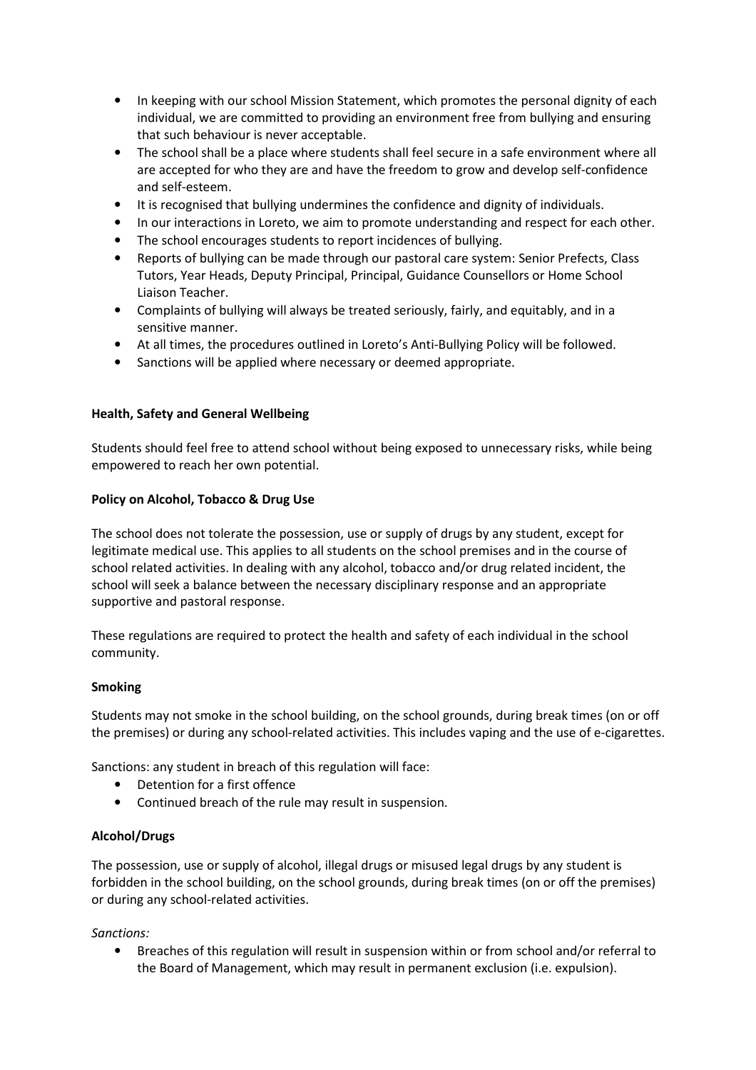- In keeping with our school Mission Statement, which promotes the personal dignity of each individual, we are committed to providing an environment free from bullying and ensuring that such behaviour is never acceptable.
- The school shall be a place where students shall feel secure in a safe environment where all are accepted for who they are and have the freedom to grow and develop self-confidence and self-esteem.
- It is recognised that bullying undermines the confidence and dignity of individuals.
- In our interactions in Loreto, we aim to promote understanding and respect for each other.
- The school encourages students to report incidences of bullying.
- Reports of bullying can be made through our pastoral care system: Senior Prefects, Class Tutors, Year Heads, Deputy Principal, Principal, Guidance Counsellors or Home School Liaison Teacher.
- Complaints of bullying will always be treated seriously, fairly, and equitably, and in a sensitive manner.
- At all times, the procedures outlined in Loreto's Anti-Bullying Policy will be followed.
- Sanctions will be applied where necessary or deemed appropriate.

**Health, Safety and General Wellbeing**

Students should feel free to attend school without being exposed to unnecessary risks, while being empowered to reach her own potential.

**Policy on Alcohol, Tobacco & Drug Use**

The school does not tolerate the possession, use or supply of drugs by any student, except for legitimate medical use. This applies to all students on the school premises and in the course of school related activities. In dealing with any alcohol, tobacco and/or drug related incident, the school will seek a balance between the necessary disciplinary response and an appropriate supportive and pastoral response.

These regulations are required to protect the health and safety of each individual in the school community.

**Smoking**

Students may not smoke in the school building, on the school grounds, during break times (on or off the premises) or during any school-related activities. This includes vaping and the use of e-cigarettes.

Sanctions: any student in breach of this regulation will face:

- Detention for a first offence
- Continued breach of the rule may result in suspension.

**Alcohol/Drugs**

The possession, use or supply of alcohol, illegal drugs or misused legal drugs by any student is forbidden in the school building, on the school grounds, during break times (on or off the premises) or during any school-related activities.

*Sanctions:*

- Breaches of this regulation will result in suspension within or from school and/or referral to the Board of Management, which may result in permanent exclusion (i.e. expulsion).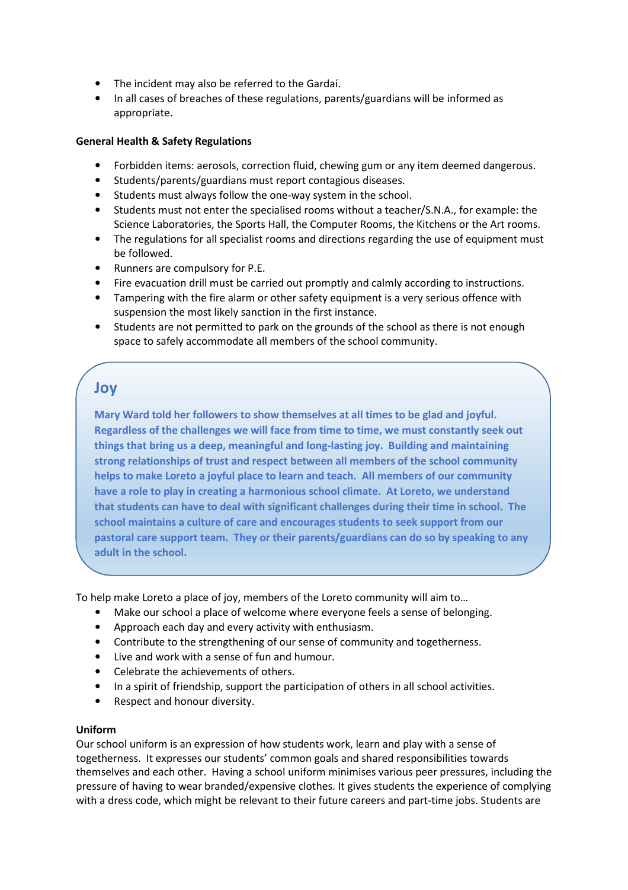- The incident may also be referred to the Gardaí.
- In all cases of breaches of these regulations, parents/guardians will be informed as appropriate.

**General Health & Safety Regulations**

- Forbidden items: aerosols, correction fluid, chewing gum or any item deemed dangerous.
- Students/parents/guardians must report contagious diseases.
- Students must always follow the one-way system in the school.
- Students must not enter the specialised rooms without a teacher/S.N.A., for example: the Science Laboratories, the Sports Hall, the Computer Rooms, the Kitchens or the Art rooms.
- The regulations for all specialist rooms and directions regarding the use of equipment must be followed.
- Runners are compulsory for P.E.
- Fire evacuation drill must be carried out promptly and calmly according to instructions.
- Tampering with the fire alarm or other safety equipment is a very serious offence with suspension the most likely sanction in the first instance.
- Students are not permitted to park on the grounds of the school as there is not enough space to safely accommodate all members of the school community.

## Joy

**Mary Ward told her followers to show themselves at all times to be glad and joyful. Regardless of the challenges we will face from time to time, we must constantly seek out things that bring us a deep, meaningful and long-lasting joy. Building and maintaining strong relationships of trust and respect between all members of the school community helps to make Loreto a joyful place to learn and teach. All members of our community have a role to play in creating a harmonious school climate. At Loreto, we understand that students can have to deal with significant challenges during their time in school. The school maintains a culture of care and encourages students to seek support from our pastoral care support team. They or their parents/guardians can do so by speaking to any adult in the school.**

To help make Loreto a place of joy, members of the Loreto community will aim to…

- Make our school a place of welcome where everyone feels a sense of belonging.
- Approach each day and every activity with enthusiasm.
- Contribute to the strengthening of our sense of community and togetherness.
- Live and work with a sense of fun and humour.
- Celebrate the achievements of others.
- In a spirit of friendship, support the participation of others in all school activities.
- Respect and honour diversity.

**Uniform**

Our school uniform is an expression of how students work, learn and play with a sense of togetherness. It expresses our students' common goals and shared responsibilities towards themselves and each other. Having a school uniform minimises various peer pressures, including the pressure of having to wear branded/expensive clothes. It gives students the experience of complying with a dress code, which might be relevant to their future careers and part-time jobs. Students are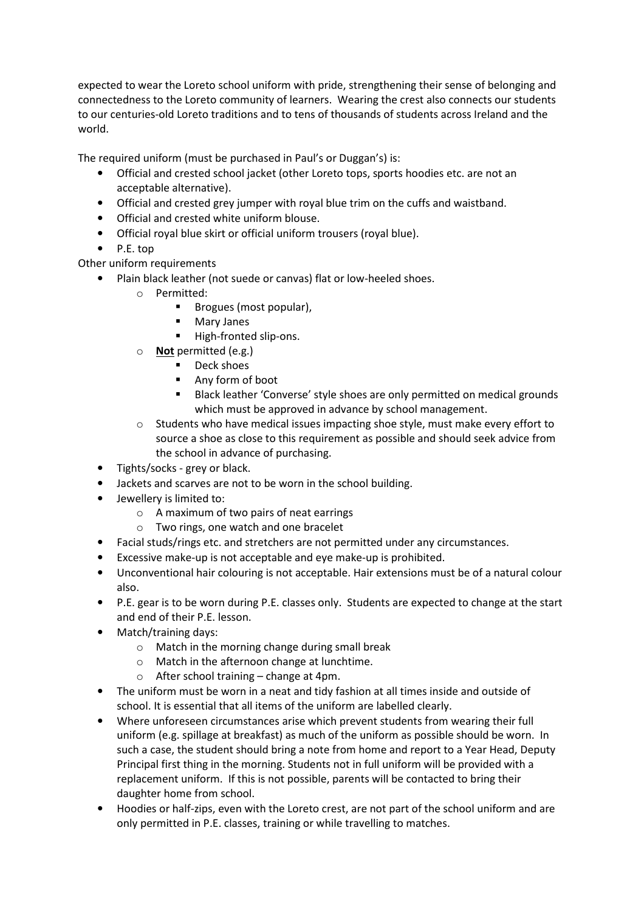expected to wear the Loreto school uniform with pride, strengthening their sense of belonging and connectedness to the Loreto community of learners. Wearing the crest also connects our students to our centuries-old Loreto traditions and to tens of thousands of students across Ireland and the world.

The required uniform (must be purchased in Paul's or Duggan's) is:

- Official and crested school jacket (other Loreto tops, sports hoodies etc. are not an acceptable alternative).
- Official and crested grey jumper with royal blue trim on the cuffs and waistband.
- Official and crested white uniform blouse.
- Official royal blue skirt or official uniform trousers (royal blue).
- P.E. top

Other uniform requirements

- Plain black leather (not suede or canvas) flat or low-heeled shoes.
  - Permitted:
    - Brogues (most popular),
    - Mary Janes
    - High-fronted slip-ons.
  - **Not** permitted (e.g.)
    - Deck shoes
    - Any form of boot
    - Black leather 'Converse' style shoes are only permitted on medical grounds which must be approved in advance by school management.
  - Students who have medical issues impacting shoe style, must make every effort to source a shoe as close to this requirement as possible and should seek advice from the school in advance of purchasing.
- Tights/socks - grey or black.
- Jackets and scarves are not to be worn in the school building.
- Jewellery is limited to:
  - A maximum of two pairs of neat earrings
  - Two rings, one watch and one bracelet
- Facial studs/rings etc. and stretchers are not permitted under any circumstances.
- Excessive make-up is not acceptable and eye make-up is prohibited.
- Unconventional hair colouring is not acceptable. Hair extensions must be of a natural colour also.
- P.E. gear is to be worn during P.E. classes only. Students are expected to change at the start and end of their P.E. lesson.
- Match/training days:
  - Match in the morning change during small break
  - Match in the afternoon change at lunchtime.
  - After school training – change at 4pm.
- The uniform must be worn in a neat and tidy fashion at all times inside and outside of school. It is essential that all items of the uniform are labelled clearly.
- Where unforeseen circumstances arise which prevent students from wearing their full uniform (e.g. spillage at breakfast) as much of the uniform as possible should be worn. In such a case, the student should bring a note from home and report to a Year Head, Deputy Principal first thing in the morning. Students not in full uniform will be provided with a replacement uniform. If this is not possible, parents will be contacted to bring their daughter home from school.
- Hoodies or half-zips, even with the Loreto crest, are not part of the school uniform and are only permitted in P.E. classes, training or while travelling to matches.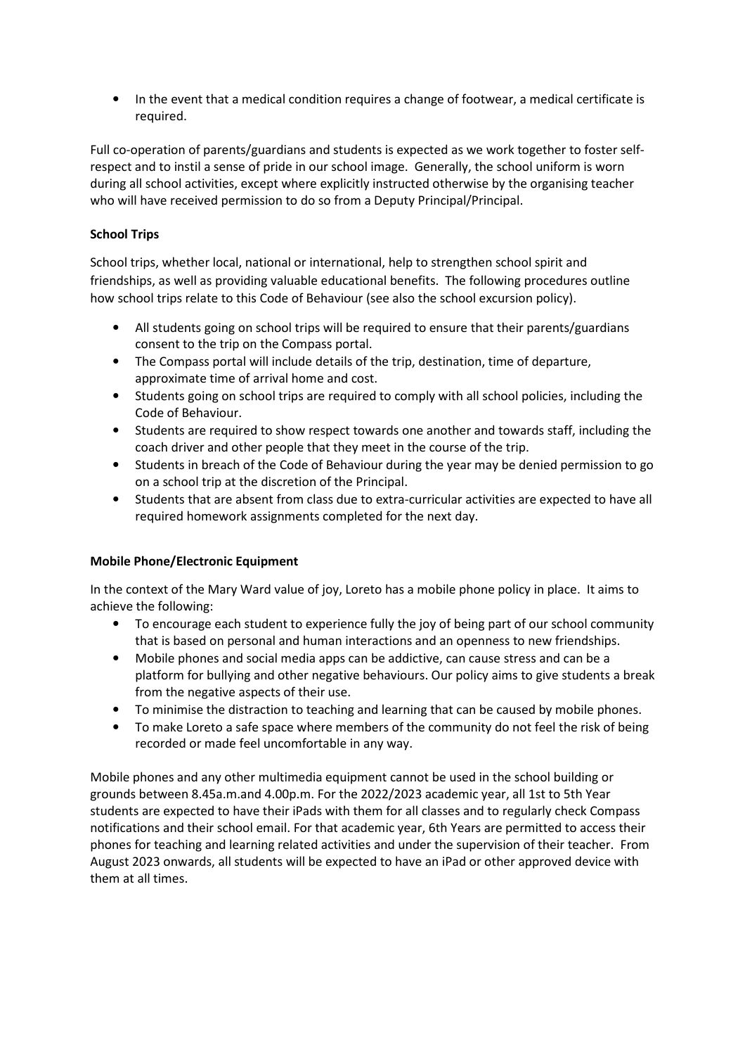- In the event that a medical condition requires a change of footwear, a medical certificate is required.

Full co-operation of parents/guardians and students is expected as we work together to foster self-respect and to instil a sense of pride in our school image. Generally, the school uniform is worn during all school activities, except where explicitly instructed otherwise by the organising teacher who will have received permission to do so from a Deputy Principal/Principal.

**School Trips**

School trips, whether local, national or international, help to strengthen school spirit and friendships, as well as providing valuable educational benefits. The following procedures outline how school trips relate to this Code of Behaviour (see also the school excursion policy).

- All students going on school trips will be required to ensure that their parents/guardians consent to the trip on the Compass portal.
- The Compass portal will include details of the trip, destination, time of departure, approximate time of arrival home and cost.
- Students going on school trips are required to comply with all school policies, including the Code of Behaviour.
- Students are required to show respect towards one another and towards staff, including the coach driver and other people that they meet in the course of the trip.
- Students in breach of the Code of Behaviour during the year may be denied permission to go on a school trip at the discretion of the Principal.
- Students that are absent from class due to extra-curricular activities are expected to have all required homework assignments completed for the next day.

**Mobile Phone/Electronic Equipment**

In the context of the Mary Ward value of joy, Loreto has a mobile phone policy in place. It aims to achieve the following:

- To encourage each student to experience fully the joy of being part of our school community that is based on personal and human interactions and an openness to new friendships.
- Mobile phones and social media apps can be addictive, can cause stress and can be a platform for bullying and other negative behaviours. Our policy aims to give students a break from the negative aspects of their use.
- To minimise the distraction to teaching and learning that can be caused by mobile phones.
- To make Loreto a safe space where members of the community do not feel the risk of being recorded or made feel uncomfortable in any way.

Mobile phones and any other multimedia equipment cannot be used in the school building or grounds between 8.45a.m.and 4.00p.m. For the 2022/2023 academic year, all 1st to 5th Year students are expected to have their iPads with them for all classes and to regularly check Compass notifications and their school email. For that academic year, 6th Years are permitted to access their phones for teaching and learning related activities and under the supervision of their teacher. From August 2023 onwards, all students will be expected to have an iPad or other approved device with them at all times.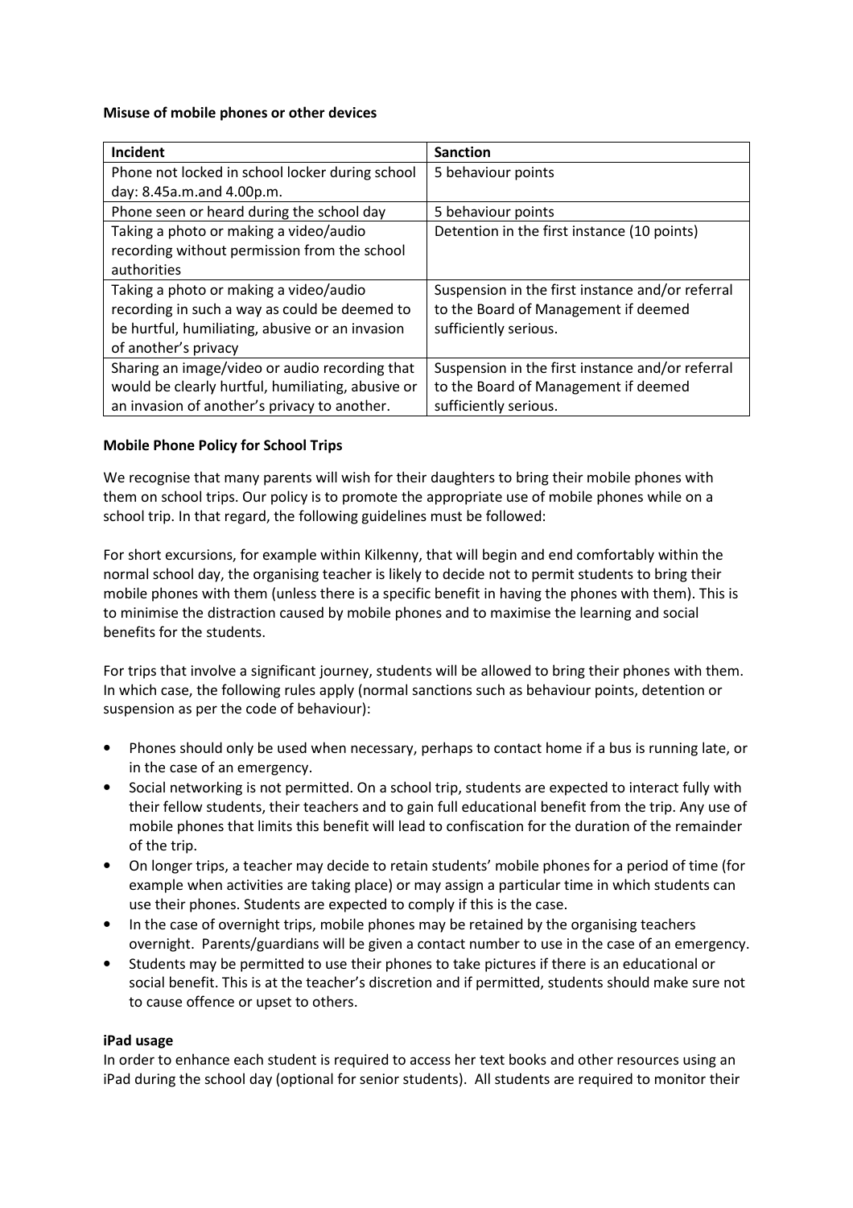**Misuse of mobile phones or other devices**

| Incident | Sanction |
|---|---|
| Phone not locked in school locker during school day: 8.45a.m.and 4.00p.m. | 5 behaviour points |
| Phone seen or heard during the school day | 5 behaviour points |
| Taking a photo or making a video/audio recording without permission from the school authorities | Detention in the first instance (10 points) |
| Taking a photo or making a video/audio recording in such a way as could be deemed to be hurtful, humiliating, abusive or an invasion of another's privacy | Suspension in the first instance and/or referral to the Board of Management if deemed sufficiently serious. |
| Sharing an image/video or audio recording that would be clearly hurtful, humiliating, abusive or an invasion of another's privacy to another. | Suspension in the first instance and/or referral to the Board of Management if deemed sufficiently serious. |

**Mobile Phone Policy for School Trips**

We recognise that many parents will wish for their daughters to bring their mobile phones with them on school trips. Our policy is to promote the appropriate use of mobile phones while on a school trip. In that regard, the following guidelines must be followed:

For short excursions, for example within Kilkenny, that will begin and end comfortably within the normal school day, the organising teacher is likely to decide not to permit students to bring their mobile phones with them (unless there is a specific benefit in having the phones with them). This is to minimise the distraction caused by mobile phones and to maximise the learning and social benefits for the students.

For trips that involve a significant journey, students will be allowed to bring their phones with them. In which case, the following rules apply (normal sanctions such as behaviour points, detention or suspension as per the code of behaviour):

- Phones should only be used when necessary, perhaps to contact home if a bus is running late, or in the case of an emergency.
- Social networking is not permitted. On a school trip, students are expected to interact fully with their fellow students, their teachers and to gain full educational benefit from the trip. Any use of mobile phones that limits this benefit will lead to confiscation for the duration of the remainder of the trip.
- On longer trips, a teacher may decide to retain students' mobile phones for a period of time (for example when activities are taking place) or may assign a particular time in which students can use their phones. Students are expected to comply if this is the case.
- In the case of overnight trips, mobile phones may be retained by the organising teachers overnight. Parents/guardians will be given a contact number to use in the case of an emergency.
- Students may be permitted to use their phones to take pictures if there is an educational or social benefit. This is at the teacher's discretion and if permitted, students should make sure not to cause offence or upset to others.

**iPad usage**

In order to enhance each student is required to access her text books and other resources using an iPad during the school day (optional for senior students). All students are required to monitor their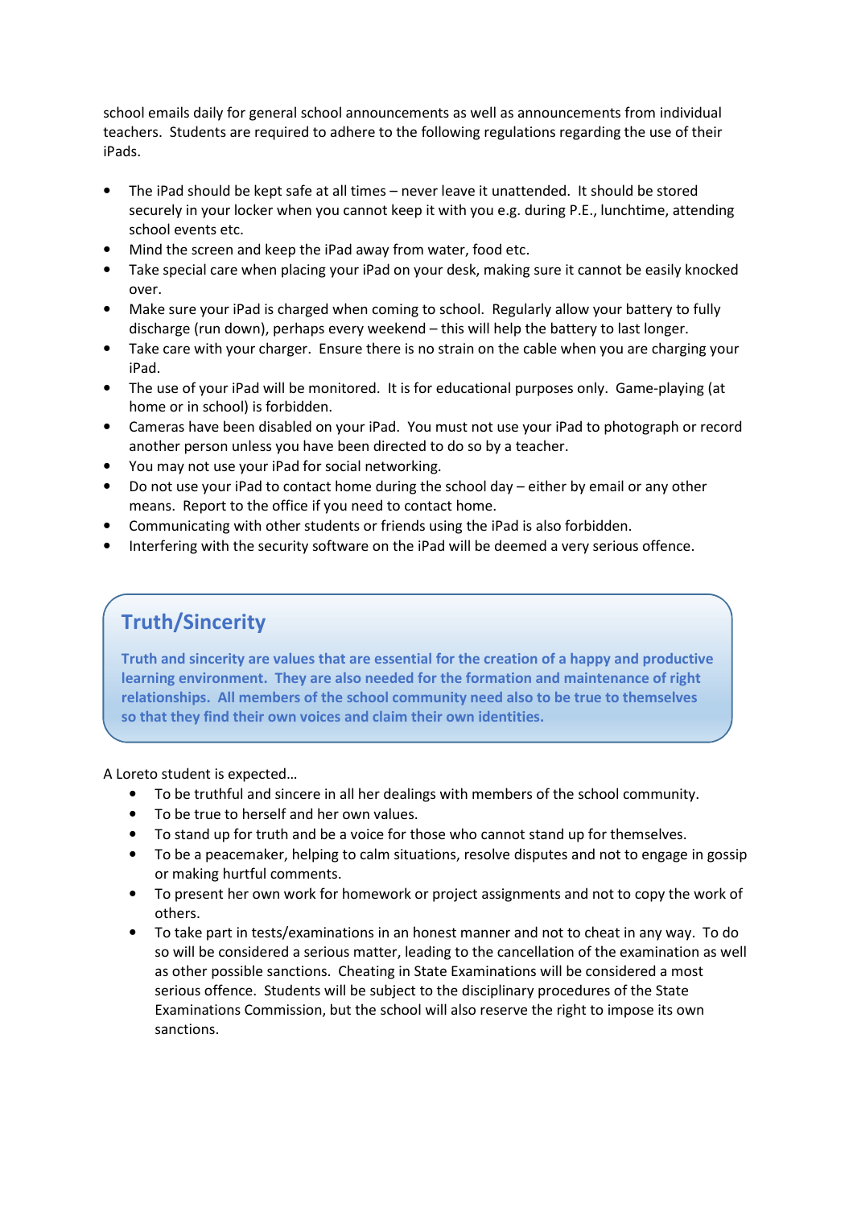school emails daily for general school announcements as well as announcements from individual teachers. Students are required to adhere to the following regulations regarding the use of their iPads.

- The iPad should be kept safe at all times – never leave it unattended. It should be stored securely in your locker when you cannot keep it with you e.g. during P.E., lunchtime, attending school events etc.
- Mind the screen and keep the iPad away from water, food etc.
- Take special care when placing your iPad on your desk, making sure it cannot be easily knocked over.
- Make sure your iPad is charged when coming to school. Regularly allow your battery to fully discharge (run down), perhaps every weekend – this will help the battery to last longer.
- Take care with your charger. Ensure there is no strain on the cable when you are charging your iPad.
- The use of your iPad will be monitored. It is for educational purposes only. Game-playing (at home or in school) is forbidden.
- Cameras have been disabled on your iPad. You must not use your iPad to photograph or record another person unless you have been directed to do so by a teacher.
- You may not use your iPad for social networking.
- Do not use your iPad to contact home during the school day – either by email or any other means. Report to the office if you need to contact home.
- Communicating with other students or friends using the iPad is also forbidden.
- Interfering with the security software on the iPad will be deemed a very serious offence.

## Truth/Sincerity

**Truth and sincerity are values that are essential for the creation of a happy and productive learning environment. They are also needed for the formation and maintenance of right relationships. All members of the school community need also to be true to themselves so that they find their own voices and claim their own identities.**

A Loreto student is expected…

- To be truthful and sincere in all her dealings with members of the school community.
- To be true to herself and her own values.
- To stand up for truth and be a voice for those who cannot stand up for themselves.
- To be a peacemaker, helping to calm situations, resolve disputes and not to engage in gossip or making hurtful comments.
- To present her own work for homework or project assignments and not to copy the work of others.
- To take part in tests/examinations in an honest manner and not to cheat in any way. To do so will be considered a serious matter, leading to the cancellation of the examination as well as other possible sanctions. Cheating in State Examinations will be considered a most serious offence. Students will be subject to the disciplinary procedures of the State Examinations Commission, but the school will also reserve the right to impose its own sanctions.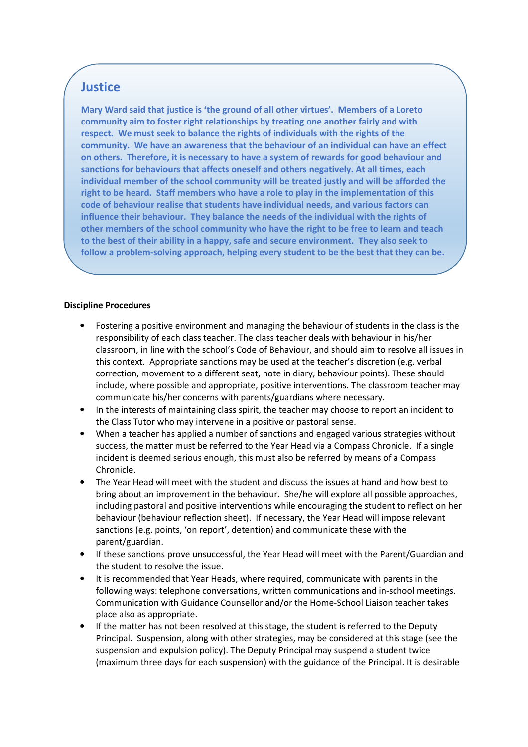## Justice

**Mary Ward said that justice is 'the ground of all other virtues'. Members of a Loreto community aim to foster right relationships by treating one another fairly and with respect. We must seek to balance the rights of individuals with the rights of the community. We have an awareness that the behaviour of an individual can have an effect on others. Therefore, it is necessary to have a system of rewards for good behaviour and sanctions for behaviours that affects oneself and others negatively. At all times, each individual member of the school community will be treated justly and will be afforded the right to be heard. Staff members who have a role to play in the implementation of this code of behaviour realise that students have individual needs, and various factors can influence their behaviour. They balance the needs of the individual with the rights of other members of the school community who have the right to be free to learn and teach to the best of their ability in a happy, safe and secure environment. They also seek to follow a problem-solving approach, helping every student to be the best that they can be.**

**Discipline Procedures**

- Fostering a positive environment and managing the behaviour of students in the class is the responsibility of each class teacher. The class teacher deals with behaviour in his/her classroom, in line with the school's Code of Behaviour, and should aim to resolve all issues in this context. Appropriate sanctions may be used at the teacher's discretion (e.g. verbal correction, movement to a different seat, note in diary, behaviour points). These should include, where possible and appropriate, positive interventions. The classroom teacher may communicate his/her concerns with parents/guardians where necessary.
- In the interests of maintaining class spirit, the teacher may choose to report an incident to the Class Tutor who may intervene in a positive or pastoral sense.
- When a teacher has applied a number of sanctions and engaged various strategies without success, the matter must be referred to the Year Head via a Compass Chronicle. If a single incident is deemed serious enough, this must also be referred by means of a Compass Chronicle.
- The Year Head will meet with the student and discuss the issues at hand and how best to bring about an improvement in the behaviour. She/he will explore all possible approaches, including pastoral and positive interventions while encouraging the student to reflect on her behaviour (behaviour reflection sheet). If necessary, the Year Head will impose relevant sanctions (e.g. points, 'on report', detention) and communicate these with the parent/guardian.
- If these sanctions prove unsuccessful, the Year Head will meet with the Parent/Guardian and the student to resolve the issue.
- It is recommended that Year Heads, where required, communicate with parents in the following ways: telephone conversations, written communications and in-school meetings. Communication with Guidance Counsellor and/or the Home-School Liaison teacher takes place also as appropriate.
- If the matter has not been resolved at this stage, the student is referred to the Deputy Principal. Suspension, along with other strategies, may be considered at this stage (see the suspension and expulsion policy). The Deputy Principal may suspend a student twice (maximum three days for each suspension) with the guidance of the Principal. It is desirable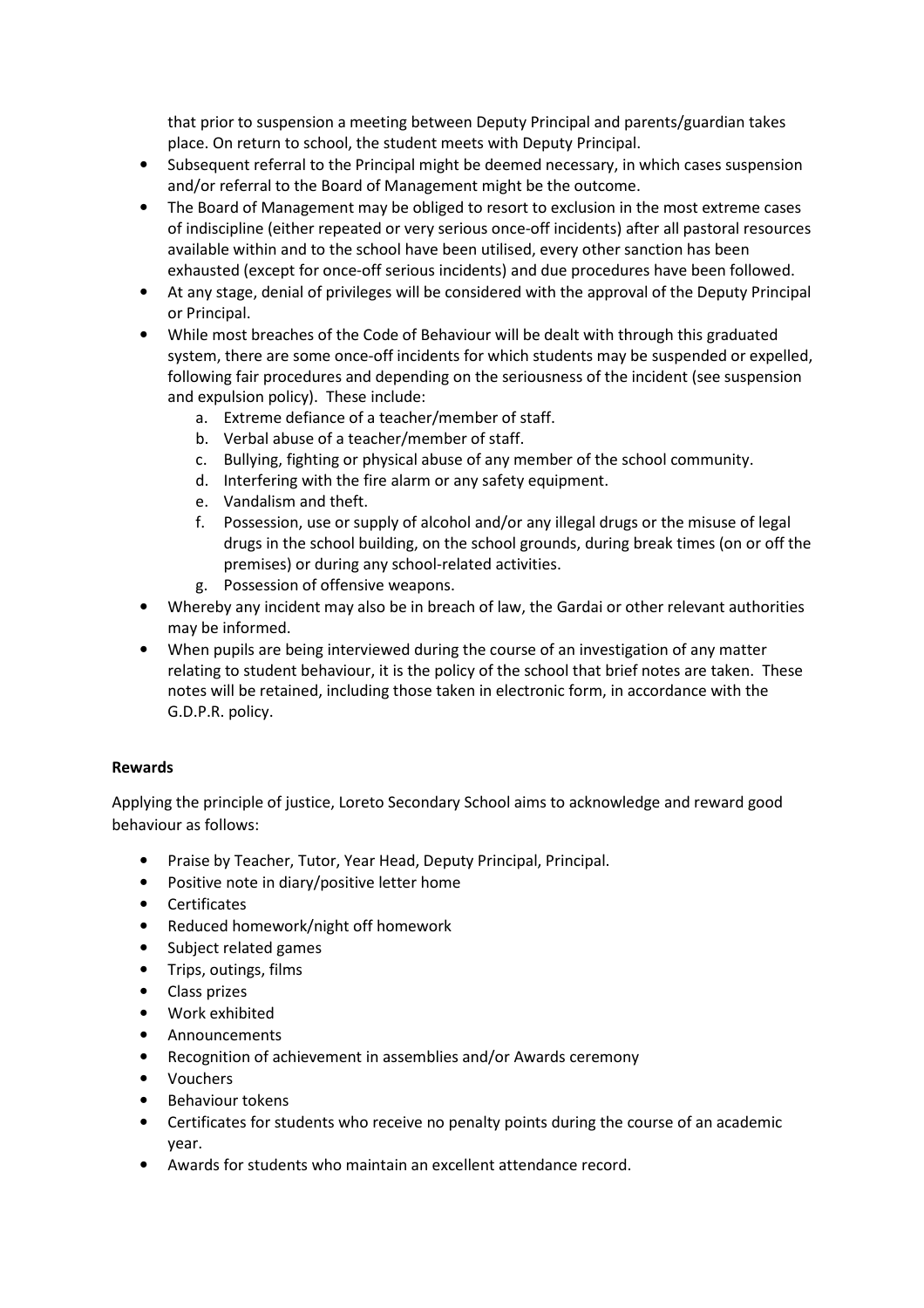that prior to suspension a meeting between Deputy Principal and parents/guardian takes place. On return to school, the student meets with Deputy Principal.

- Subsequent referral to the Principal might be deemed necessary, in which cases suspension and/or referral to the Board of Management might be the outcome.
- The Board of Management may be obliged to resort to exclusion in the most extreme cases of indiscipline (either repeated or very serious once-off incidents) after all pastoral resources available within and to the school have been utilised, every other sanction has been exhausted (except for once-off serious incidents) and due procedures have been followed.
- At any stage, denial of privileges will be considered with the approval of the Deputy Principal or Principal.
- While most breaches of the Code of Behaviour will be dealt with through this graduated system, there are some once-off incidents for which students may be suspended or expelled, following fair procedures and depending on the seriousness of the incident (see suspension and expulsion policy). These include:
    a. Extreme defiance of a teacher/member of staff.
    b. Verbal abuse of a teacher/member of staff.
    c. Bullying, fighting or physical abuse of any member of the school community.
    d. Interfering with the fire alarm or any safety equipment.
    e. Vandalism and theft.
    f. Possession, use or supply of alcohol and/or any illegal drugs or the misuse of legal drugs in the school building, on the school grounds, during break times (on or off the premises) or during any school-related activities.
    g. Possession of offensive weapons.
- Whereby any incident may also be in breach of law, the Gardai or other relevant authorities may be informed.
- When pupils are being interviewed during the course of an investigation of any matter relating to student behaviour, it is the policy of the school that brief notes are taken. These notes will be retained, including those taken in electronic form, in accordance with the G.D.P.R. policy.

**Rewards**

Applying the principle of justice, Loreto Secondary School aims to acknowledge and reward good behaviour as follows:

- Praise by Teacher, Tutor, Year Head, Deputy Principal, Principal.
- Positive note in diary/positive letter home
- Certificates
- Reduced homework/night off homework
- Subject related games
- Trips, outings, films
- Class prizes
- Work exhibited
- Announcements
- Recognition of achievement in assemblies and/or Awards ceremony
- Vouchers
- Behaviour tokens
- Certificates for students who receive no penalty points during the course of an academic year.
- Awards for students who maintain an excellent attendance record.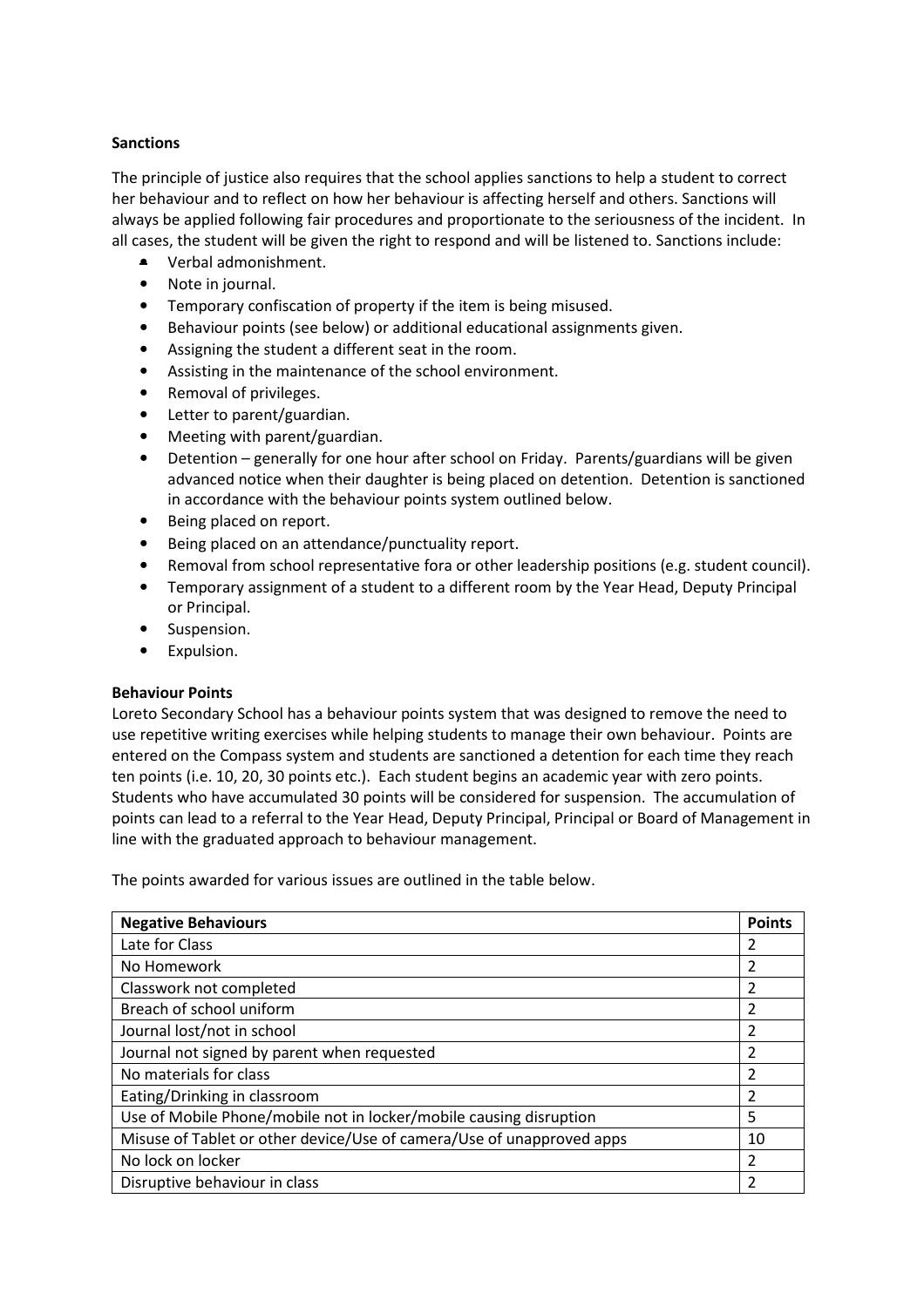**Sanctions**

The principle of justice also requires that the school applies sanctions to help a student to correct her behaviour and to reflect on how her behaviour is affecting herself and others. Sanctions will always be applied following fair procedures and proportionate to the seriousness of the incident. In all cases, the student will be given the right to respond and will be listened to. Sanctions include:

- Verbal admonishment.
- Note in journal.
- Temporary confiscation of property if the item is being misused.
- Behaviour points (see below) or additional educational assignments given.
- Assigning the student a different seat in the room.
- Assisting in the maintenance of the school environment.
- Removal of privileges.
- Letter to parent/guardian.
- Meeting with parent/guardian.
- Detention – generally for one hour after school on Friday. Parents/guardians will be given advanced notice when their daughter is being placed on detention. Detention is sanctioned in accordance with the behaviour points system outlined below.
- Being placed on report.
- Being placed on an attendance/punctuality report.
- Removal from school representative fora or other leadership positions (e.g. student council).
- Temporary assignment of a student to a different room by the Year Head, Deputy Principal or Principal.
- Suspension.
- Expulsion.

**Behaviour Points**

Loreto Secondary School has a behaviour points system that was designed to remove the need to use repetitive writing exercises while helping students to manage their own behaviour. Points are entered on the Compass system and students are sanctioned a detention for each time they reach ten points (i.e. 10, 20, 30 points etc.). Each student begins an academic year with zero points. Students who have accumulated 30 points will be considered for suspension. The accumulation of points can lead to a referral to the Year Head, Deputy Principal, Principal or Board of Management in line with the graduated approach to behaviour management.

The points awarded for various issues are outlined in the table below.

| Negative Behaviours | Points |
|---|---|
| Late for Class | 2 |
| No Homework | 2 |
| Classwork not completed | 2 |
| Breach of school uniform | 2 |
| Journal lost/not in school | 2 |
| Journal not signed by parent when requested | 2 |
| No materials for class | 2 |
| Eating/Drinking in classroom | 2 |
| Use of Mobile Phone/mobile not in locker/mobile causing disruption | 5 |
| Misuse of Tablet or other device/Use of camera/Use of unapproved apps | 10 |
| No lock on locker | 2 |
| Disruptive behaviour in class | 2 |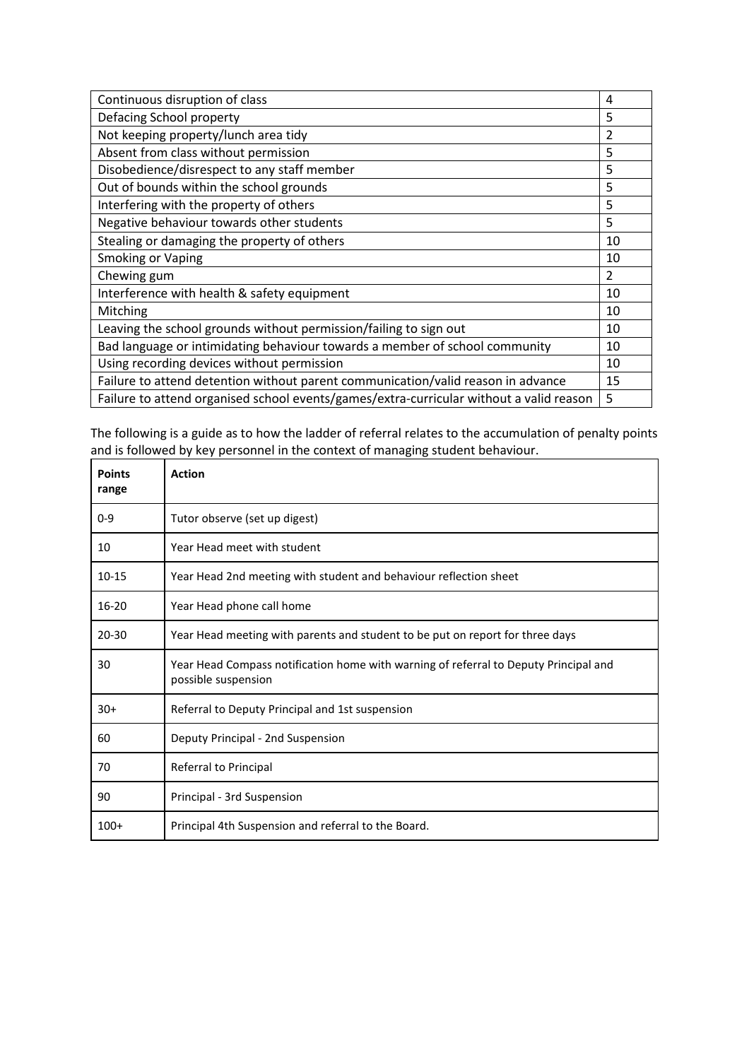| | |
|---|---|
| Continuous disruption of class | 4 |
| Defacing School property | 5 |
| Not keeping property/lunch area tidy | 2 |
| Absent from class without permission | 5 |
| Disobedience/disrespect to any staff member | 5 |
| Out of bounds within the school grounds | 5 |
| Interfering with the property of others | 5 |
| Negative behaviour towards other students | 5 |
| Stealing or damaging the property of others | 10 |
| Smoking or Vaping | 10 |
| Chewing gum | 2 |
| Interference with health & safety equipment | 10 |
| Mitching | 10 |
| Leaving the school grounds without permission/failing to sign out | 10 |
| Bad language or intimidating behaviour towards a member of school community | 10 |
| Using recording devices without permission | 10 |
| Failure to attend detention without parent communication/valid reason in advance | 15 |
| Failure to attend organised school events/games/extra-curricular without a valid reason | 5 |

The following is a guide as to how the ladder of referral relates to the accumulation of penalty points and is followed by key personnel in the context of managing student behaviour.

| Points range | Action |
|---|---|
| 0-9 | Tutor observe (set up digest) |
| 10 | Year Head meet with student |
| 10-15 | Year Head 2nd meeting with student and behaviour reflection sheet |
| 16-20 | Year Head phone call home |
| 20-30 | Year Head meeting with parents and student to be put on report for three days |
| 30 | Year Head Compass notification home with warning of referral to Deputy Principal and possible suspension |
| 30+ | Referral to Deputy Principal and 1st suspension |
| 60 | Deputy Principal - 2nd Suspension |
| 70 | Referral to Principal |
| 90 | Principal - 3rd Suspension |
| 100+ | Principal 4th Suspension and referral to the Board. |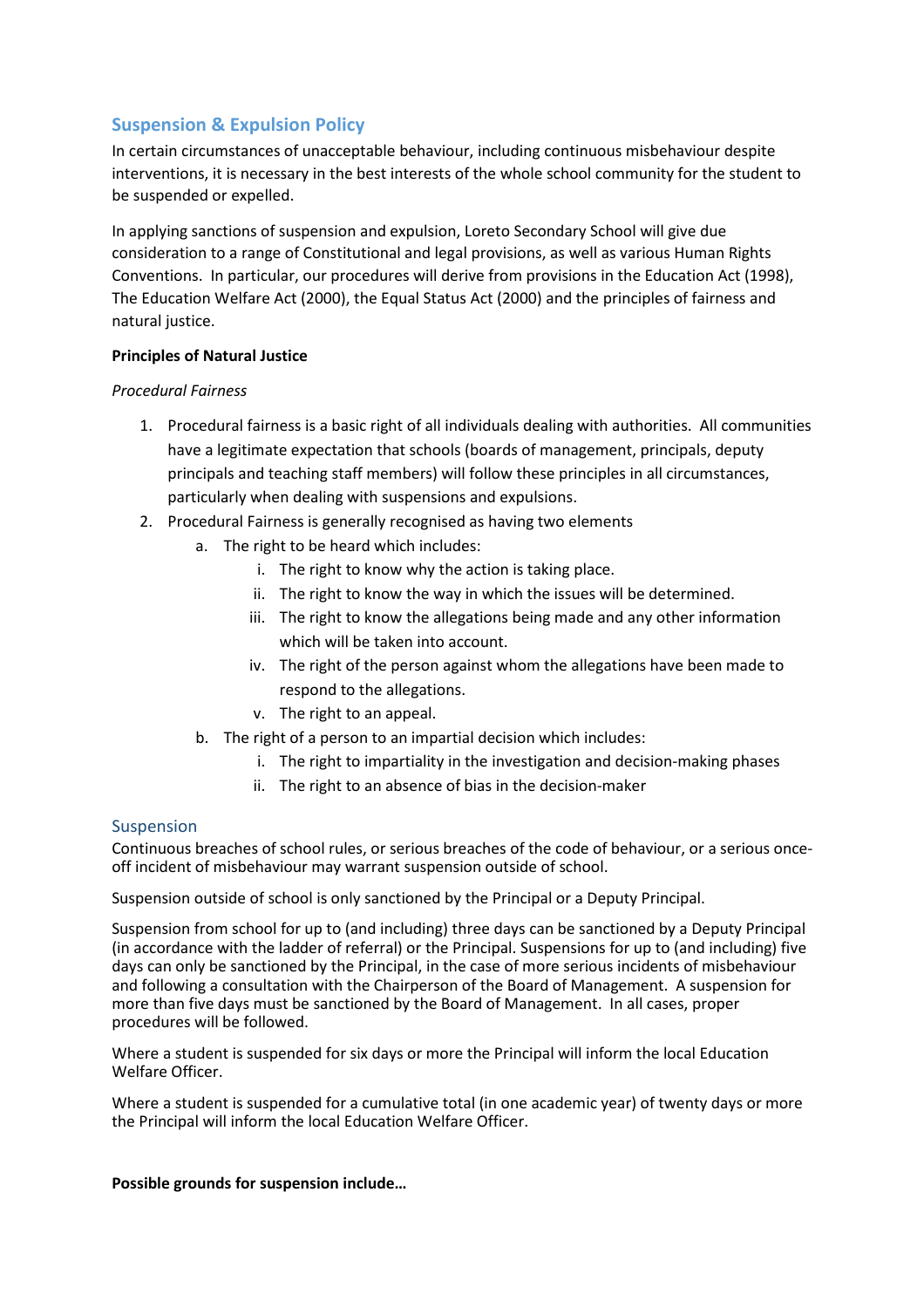## Suspension & Expulsion Policy

In certain circumstances of unacceptable behaviour, including continuous misbehaviour despite interventions, it is necessary in the best interests of the whole school community for the student to be suspended or expelled.

In applying sanctions of suspension and expulsion, Loreto Secondary School will give due consideration to a range of Constitutional and legal provisions, as well as various Human Rights Conventions. In particular, our procedures will derive from provisions in the Education Act (1998), The Education Welfare Act (2000), the Equal Status Act (2000) and the principles of fairness and natural justice.

**Principles of Natural Justice**

*Procedural Fairness*

1. Procedural fairness is a basic right of all individuals dealing with authorities. All communities have a legitimate expectation that schools (boards of management, principals, deputy principals and teaching staff members) will follow these principles in all circumstances, particularly when dealing with suspensions and expulsions.
2. Procedural Fairness is generally recognised as having two elements
   a. The right to be heard which includes:
      i. The right to know why the action is taking place.
      ii. The right to know the way in which the issues will be determined.
      iii. The right to know the allegations being made and any other information which will be taken into account.
      iv. The right of the person against whom the allegations have been made to respond to the allegations.
      v. The right to an appeal.
   b. The right of a person to an impartial decision which includes:
      i. The right to impartiality in the investigation and decision-making phases
      ii. The right to an absence of bias in the decision-maker

### Suspension

Continuous breaches of school rules, or serious breaches of the code of behaviour, or a serious once-off incident of misbehaviour may warrant suspension outside of school.

Suspension outside of school is only sanctioned by the Principal or a Deputy Principal.

Suspension from school for up to (and including) three days can be sanctioned by a Deputy Principal (in accordance with the ladder of referral) or the Principal. Suspensions for up to (and including) five days can only be sanctioned by the Principal, in the case of more serious incidents of misbehaviour and following a consultation with the Chairperson of the Board of Management. A suspension for more than five days must be sanctioned by the Board of Management. In all cases, proper procedures will be followed.

Where a student is suspended for six days or more the Principal will inform the local Education Welfare Officer.

Where a student is suspended for a cumulative total (in one academic year) of twenty days or more the Principal will inform the local Education Welfare Officer.

**Possible grounds for suspension include…**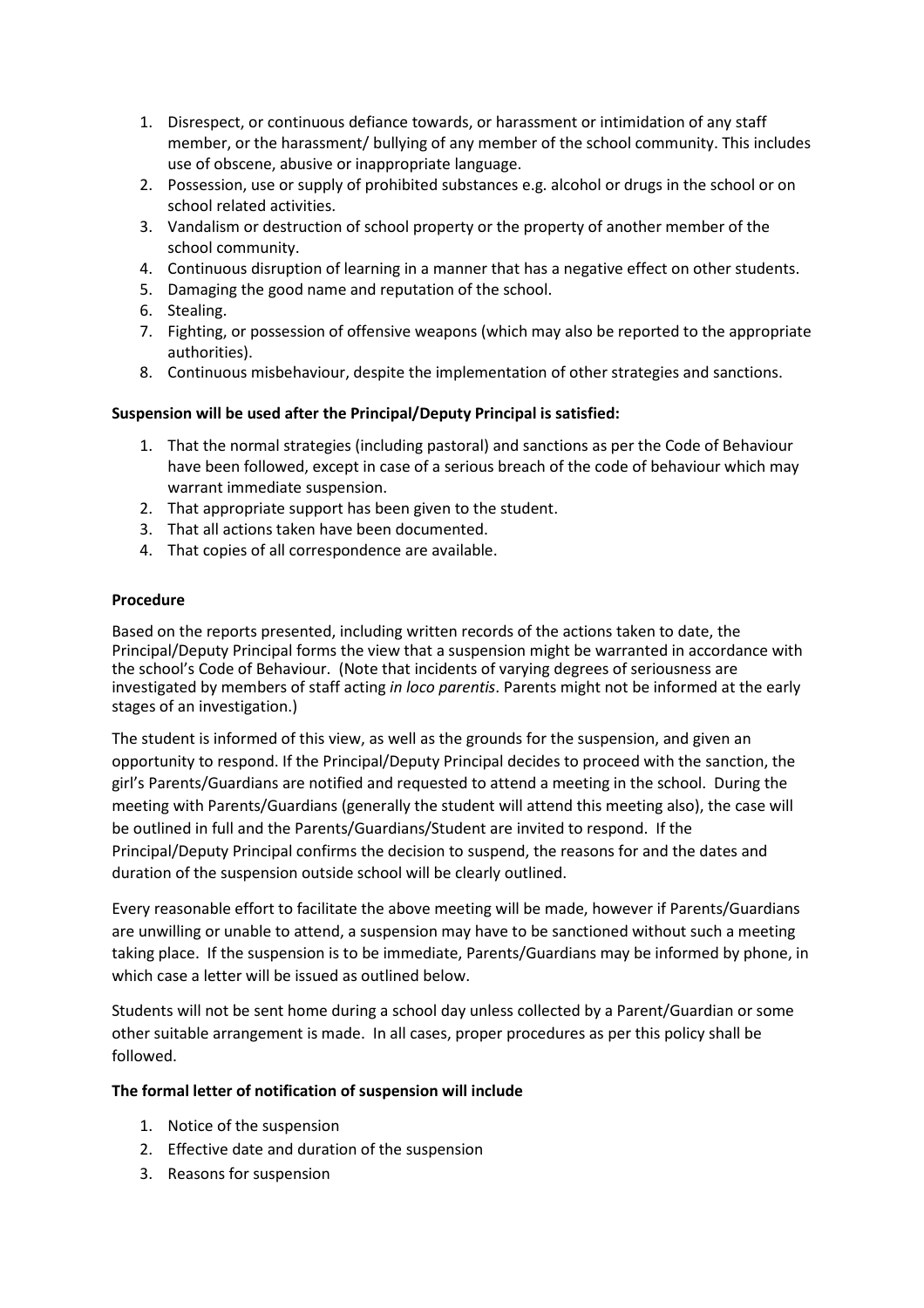1. Disrespect, or continuous defiance towards, or harassment or intimidation of any staff member, or the harassment/ bullying of any member of the school community. This includes use of obscene, abusive or inappropriate language.
2. Possession, use or supply of prohibited substances e.g. alcohol or drugs in the school or on school related activities.
3. Vandalism or destruction of school property or the property of another member of the school community.
4. Continuous disruption of learning in a manner that has a negative effect on other students.
5. Damaging the good name and reputation of the school.
6. Stealing.
7. Fighting, or possession of offensive weapons (which may also be reported to the appropriate authorities).
8. Continuous misbehaviour, despite the implementation of other strategies and sanctions.

**Suspension will be used after the Principal/Deputy Principal is satisfied:**

1. That the normal strategies (including pastoral) and sanctions as per the Code of Behaviour have been followed, except in case of a serious breach of the code of behaviour which may warrant immediate suspension.
2. That appropriate support has been given to the student.
3. That all actions taken have been documented.
4. That copies of all correspondence are available.

**Procedure**

Based on the reports presented, including written records of the actions taken to date, the Principal/Deputy Principal forms the view that a suspension might be warranted in accordance with the school's Code of Behaviour. (Note that incidents of varying degrees of seriousness are investigated by members of staff acting *in loco parentis*. Parents might not be informed at the early stages of an investigation.)

The student is informed of this view, as well as the grounds for the suspension, and given an opportunity to respond. If the Principal/Deputy Principal decides to proceed with the sanction, the girl's Parents/Guardians are notified and requested to attend a meeting in the school. During the meeting with Parents/Guardians (generally the student will attend this meeting also), the case will be outlined in full and the Parents/Guardians/Student are invited to respond. If the Principal/Deputy Principal confirms the decision to suspend, the reasons for and the dates and duration of the suspension outside school will be clearly outlined.

Every reasonable effort to facilitate the above meeting will be made, however if Parents/Guardians are unwilling or unable to attend, a suspension may have to be sanctioned without such a meeting taking place. If the suspension is to be immediate, Parents/Guardians may be informed by phone, in which case a letter will be issued as outlined below.

Students will not be sent home during a school day unless collected by a Parent/Guardian or some other suitable arrangement is made. In all cases, proper procedures as per this policy shall be followed.

**The formal letter of notification of suspension will include**

1. Notice of the suspension
2. Effective date and duration of the suspension
3. Reasons for suspension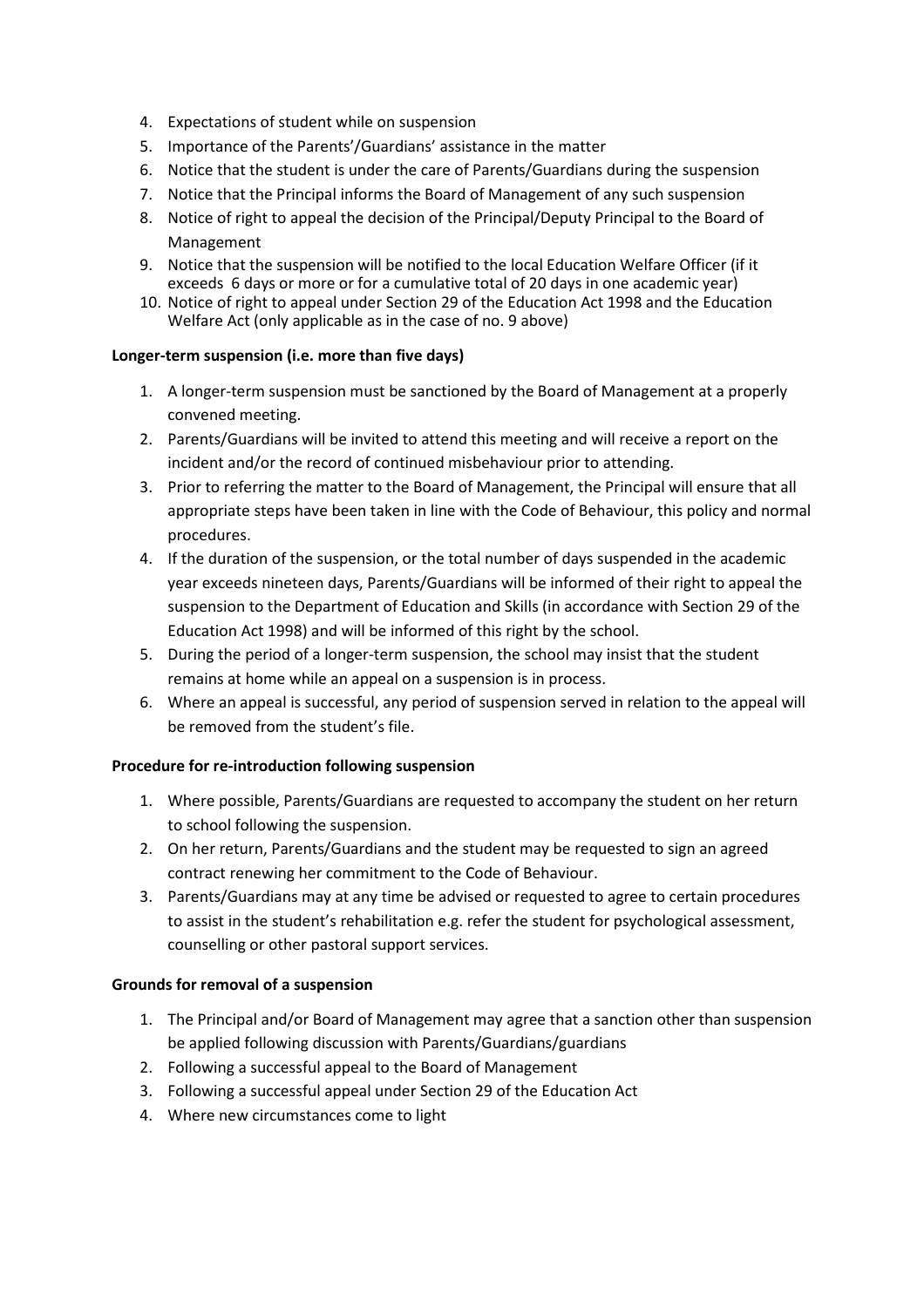4. Expectations of student while on suspension
5. Importance of the Parents'/Guardians' assistance in the matter
6. Notice that the student is under the care of Parents/Guardians during the suspension
7. Notice that the Principal informs the Board of Management of any such suspension
8. Notice of right to appeal the decision of the Principal/Deputy Principal to the Board of Management
9. Notice that the suspension will be notified to the local Education Welfare Officer (if it exceeds 6 days or more or for a cumulative total of 20 days in one academic year)
10. Notice of right to appeal under Section 29 of the Education Act 1998 and the Education Welfare Act (only applicable as in the case of no. 9 above)

**Longer-term suspension (i.e. more than five days)**

1. A longer-term suspension must be sanctioned by the Board of Management at a properly convened meeting.
2. Parents/Guardians will be invited to attend this meeting and will receive a report on the incident and/or the record of continued misbehaviour prior to attending.
3. Prior to referring the matter to the Board of Management, the Principal will ensure that all appropriate steps have been taken in line with the Code of Behaviour, this policy and normal procedures.
4. If the duration of the suspension, or the total number of days suspended in the academic year exceeds nineteen days, Parents/Guardians will be informed of their right to appeal the suspension to the Department of Education and Skills (in accordance with Section 29 of the Education Act 1998) and will be informed of this right by the school.
5. During the period of a longer-term suspension, the school may insist that the student remains at home while an appeal on a suspension is in process.
6. Where an appeal is successful, any period of suspension served in relation to the appeal will be removed from the student's file.

**Procedure for re-introduction following suspension**

1. Where possible, Parents/Guardians are requested to accompany the student on her return to school following the suspension.
2. On her return, Parents/Guardians and the student may be requested to sign an agreed contract renewing her commitment to the Code of Behaviour.
3. Parents/Guardians may at any time be advised or requested to agree to certain procedures to assist in the student's rehabilitation e.g. refer the student for psychological assessment, counselling or other pastoral support services.

**Grounds for removal of a suspension**

1. The Principal and/or Board of Management may agree that a sanction other than suspension be applied following discussion with Parents/Guardians/guardians
2. Following a successful appeal to the Board of Management
3. Following a successful appeal under Section 29 of the Education Act
4. Where new circumstances come to light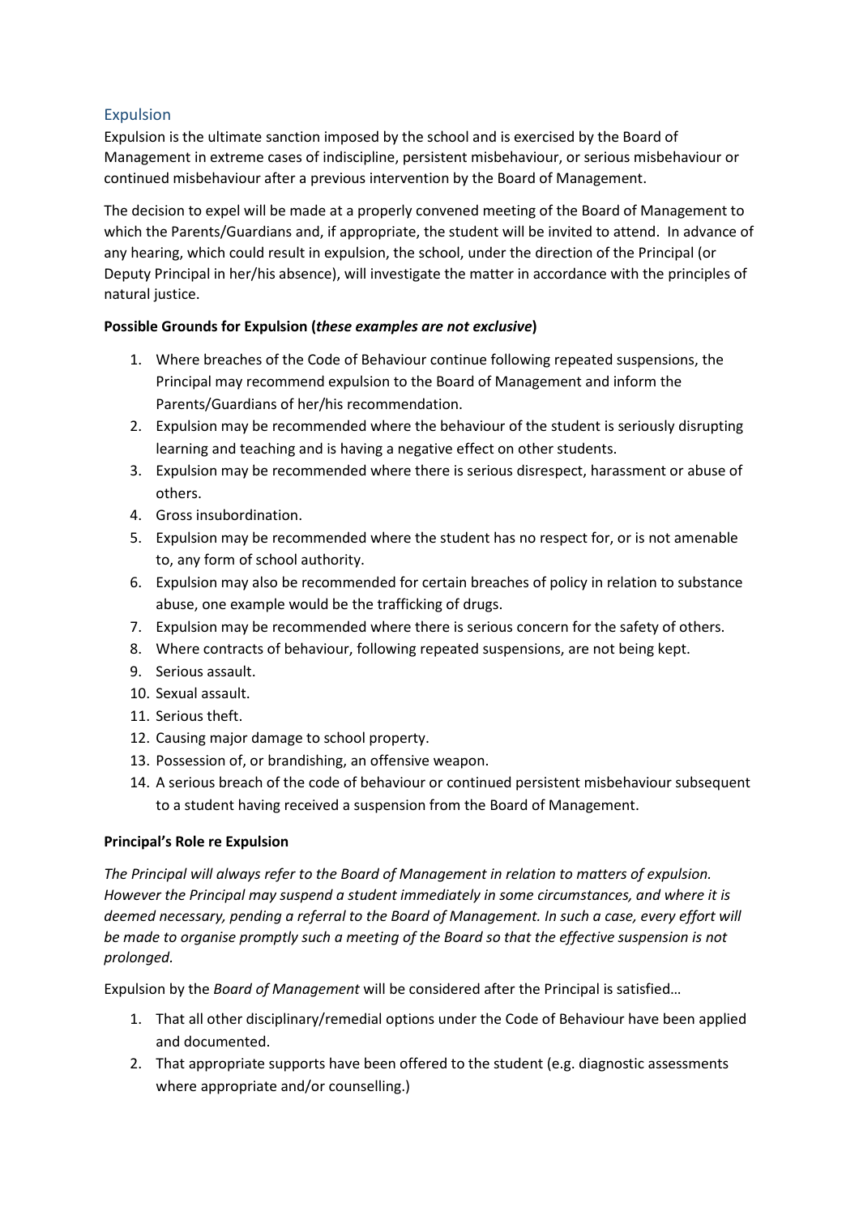## Expulsion

Expulsion is the ultimate sanction imposed by the school and is exercised by the Board of Management in extreme cases of indiscipline, persistent misbehaviour, or serious misbehaviour or continued misbehaviour after a previous intervention by the Board of Management.

The decision to expel will be made at a properly convened meeting of the Board of Management to which the Parents/Guardians and, if appropriate, the student will be invited to attend. In advance of any hearing, which could result in expulsion, the school, under the direction of the Principal (or Deputy Principal in her/his absence), will investigate the matter in accordance with the principles of natural justice.

**Possible Grounds for Expulsion (*these examples are not exclusive*)**

1. Where breaches of the Code of Behaviour continue following repeated suspensions, the Principal may recommend expulsion to the Board of Management and inform the Parents/Guardians of her/his recommendation.
2. Expulsion may be recommended where the behaviour of the student is seriously disrupting learning and teaching and is having a negative effect on other students.
3. Expulsion may be recommended where there is serious disrespect, harassment or abuse of others.
4. Gross insubordination.
5. Expulsion may be recommended where the student has no respect for, or is not amenable to, any form of school authority.
6. Expulsion may also be recommended for certain breaches of policy in relation to substance abuse, one example would be the trafficking of drugs.
7. Expulsion may be recommended where there is serious concern for the safety of others.
8. Where contracts of behaviour, following repeated suspensions, are not being kept.
9. Serious assault.
10. Sexual assault.
11. Serious theft.
12. Causing major damage to school property.
13. Possession of, or brandishing, an offensive weapon.
14. A serious breach of the code of behaviour or continued persistent misbehaviour subsequent to a student having received a suspension from the Board of Management.

**Principal's Role re Expulsion**

*The Principal will always refer to the Board of Management in relation to matters of expulsion. However the Principal may suspend a student immediately in some circumstances, and where it is deemed necessary, pending a referral to the Board of Management. In such a case, every effort will be made to organise promptly such a meeting of the Board so that the effective suspension is not prolonged.*

Expulsion by the *Board of Management* will be considered after the Principal is satisfied…

1. That all other disciplinary/remedial options under the Code of Behaviour have been applied and documented.
2. That appropriate supports have been offered to the student (e.g. diagnostic assessments where appropriate and/or counselling.)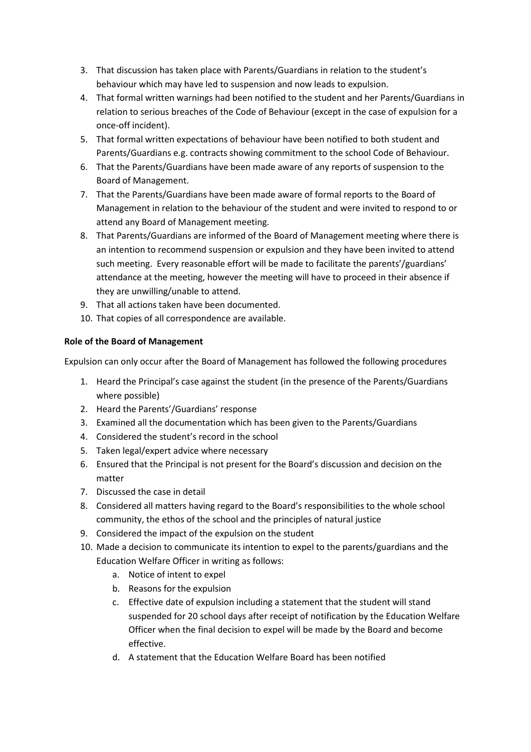3. That discussion has taken place with Parents/Guardians in relation to the student's behaviour which may have led to suspension and now leads to expulsion.
4. That formal written warnings had been notified to the student and her Parents/Guardians in relation to serious breaches of the Code of Behaviour (except in the case of expulsion for a once-off incident).
5. That formal written expectations of behaviour have been notified to both student and Parents/Guardians e.g. contracts showing commitment to the school Code of Behaviour.
6. That the Parents/Guardians have been made aware of any reports of suspension to the Board of Management.
7. That the Parents/Guardians have been made aware of formal reports to the Board of Management in relation to the behaviour of the student and were invited to respond to or attend any Board of Management meeting.
8. That Parents/Guardians are informed of the Board of Management meeting where there is an intention to recommend suspension or expulsion and they have been invited to attend such meeting. Every reasonable effort will be made to facilitate the parents'/guardians' attendance at the meeting, however the meeting will have to proceed in their absence if they are unwilling/unable to attend.
9. That all actions taken have been documented.
10. That copies of all correspondence are available.

**Role of the Board of Management**

Expulsion can only occur after the Board of Management has followed the following procedures

1. Heard the Principal's case against the student (in the presence of the Parents/Guardians where possible)
2. Heard the Parents'/Guardians' response
3. Examined all the documentation which has been given to the Parents/Guardians
4. Considered the student's record in the school
5. Taken legal/expert advice where necessary
6. Ensured that the Principal is not present for the Board's discussion and decision on the matter
7. Discussed the case in detail
8. Considered all matters having regard to the Board's responsibilities to the whole school community, the ethos of the school and the principles of natural justice
9. Considered the impact of the expulsion on the student
10. Made a decision to communicate its intention to expel to the parents/guardians and the Education Welfare Officer in writing as follows:
    a. Notice of intent to expel
    b. Reasons for the expulsion
    c. Effective date of expulsion including a statement that the student will stand suspended for 20 school days after receipt of notification by the Education Welfare Officer when the final decision to expel will be made by the Board and become effective.
    d. A statement that the Education Welfare Board has been notified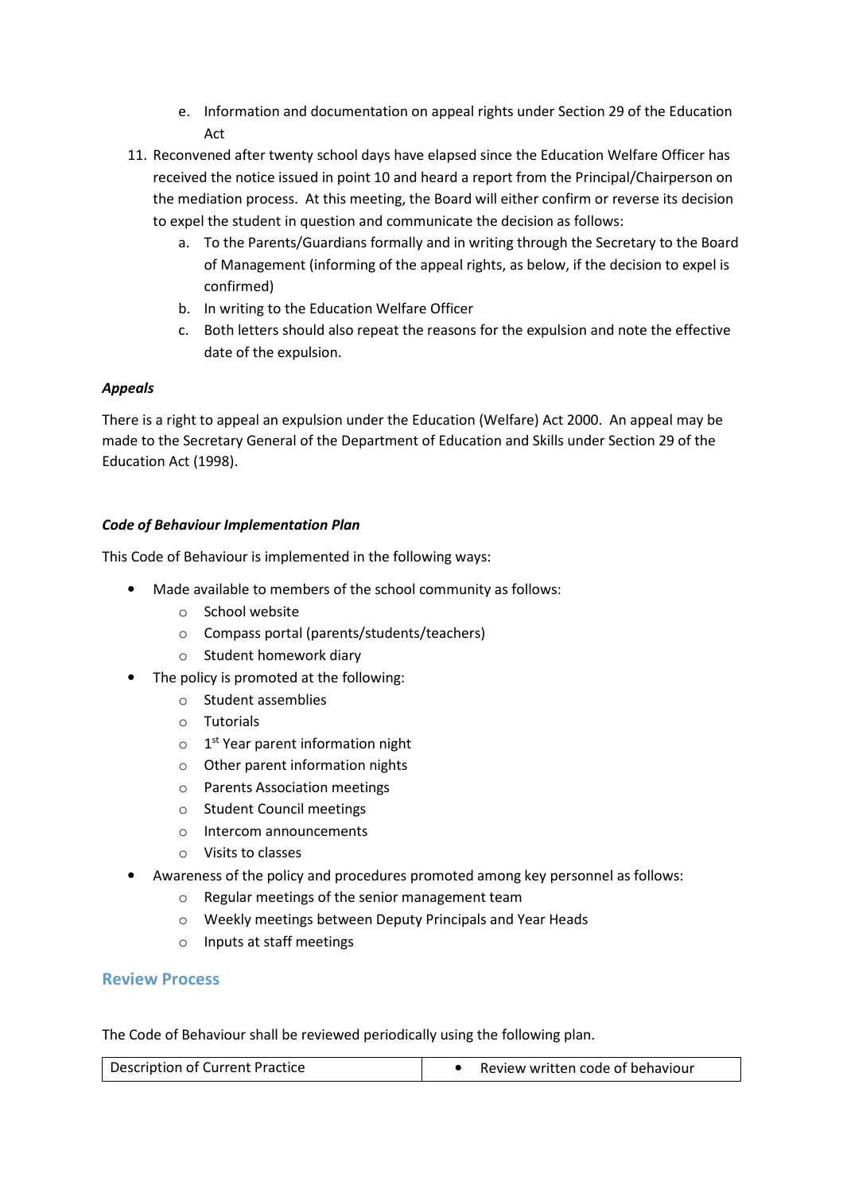e. Information and documentation on appeal rights under Section 29 of the Education Act

11. Reconvened after twenty school days have elapsed since the Education Welfare Officer has received the notice issued in point 10 and heard a report from the Principal/Chairperson on the mediation process. At this meeting, the Board will either confirm or reverse its decision to expel the student in question and communicate the decision as follows:
    a. To the Parents/Guardians formally and in writing through the Secretary to the Board of Management (informing of the appeal rights, as below, if the decision to expel is confirmed)
    b. In writing to the Education Welfare Officer
    c. Both letters should also repeat the reasons for the expulsion and note the effective date of the expulsion.

***Appeals***

There is a right to appeal an expulsion under the Education (Welfare) Act 2000. An appeal may be made to the Secretary General of the Department of Education and Skills under Section 29 of the Education Act (1998).

***Code of Behaviour Implementation Plan***

This Code of Behaviour is implemented in the following ways:

- Made available to members of the school community as follows:
    - School website
    - Compass portal (parents/students/teachers)
    - Student homework diary
- The policy is promoted at the following:
    - Student assemblies
    - Tutorials
    - 1st Year parent information night
    - Other parent information nights
    - Parents Association meetings
    - Student Council meetings
    - Intercom announcements
    - Visits to classes
- Awareness of the policy and procedures promoted among key personnel as follows:
    - Regular meetings of the senior management team
    - Weekly meetings between Deputy Principals and Year Heads
    - Inputs at staff meetings

## Review Process

The Code of Behaviour shall be reviewed periodically using the following plan.

| Description of Current Practice | • Review written code of behaviour |
|---|---|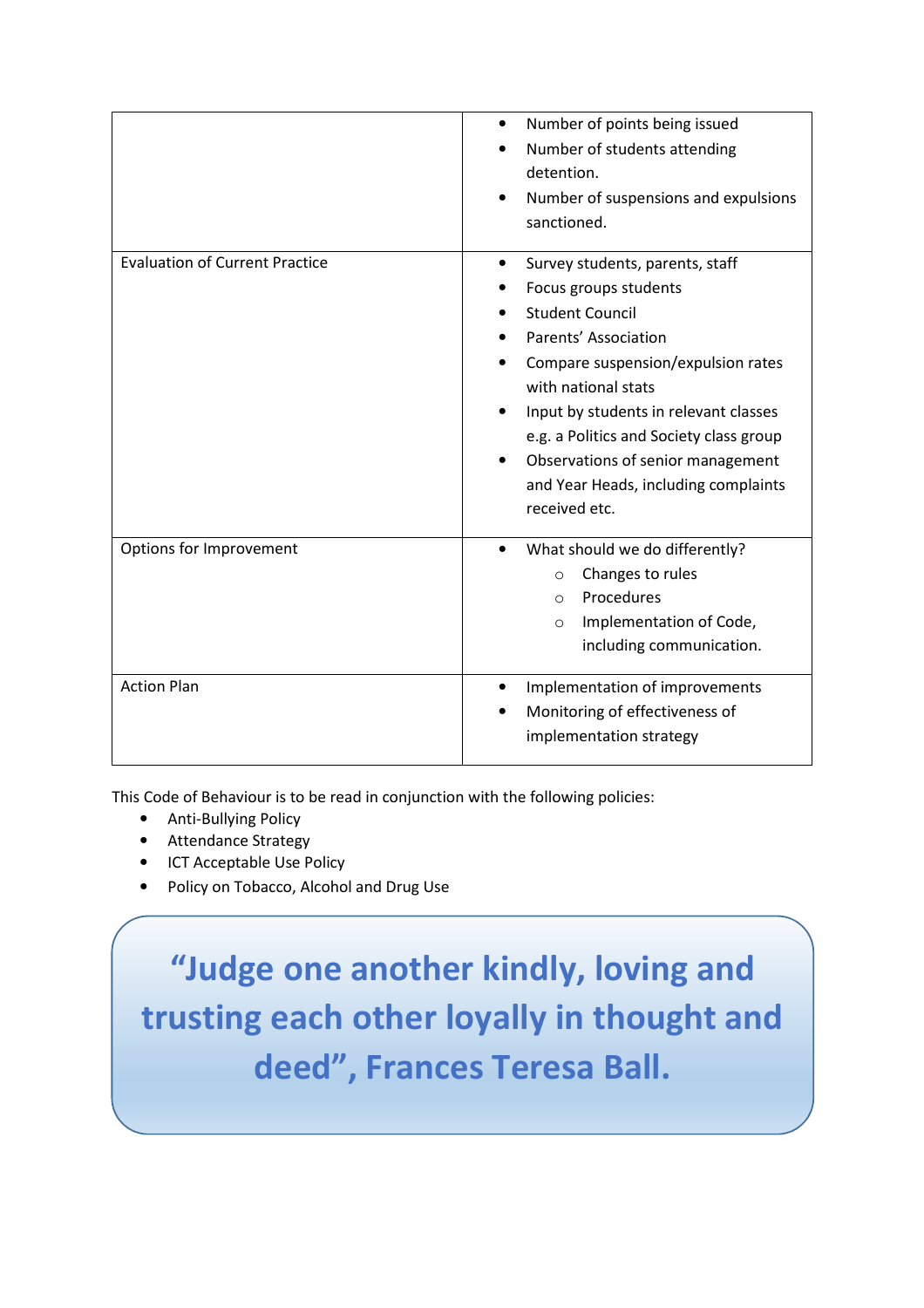| | |
|---|---|
| | • Number of points being issued<br>• Number of students attending detention.<br>• Number of suspensions and expulsions sanctioned. |
| Evaluation of Current Practice | • Survey students, parents, staff<br>• Focus groups students<br>• Student Council<br>• Parents' Association<br>• Compare suspension/expulsion rates with national stats<br>• Input by students in relevant classes e.g. a Politics and Society class group<br>• Observations of senior management and Year Heads, including complaints received etc. |
| Options for Improvement | • What should we do differently?<br>  ○ Changes to rules<br>  ○ Procedures<br>  ○ Implementation of Code, including communication. |
| Action Plan | • Implementation of improvements<br>• Monitoring of effectiveness of implementation strategy |

This Code of Behaviour is to be read in conjunction with the following policies:

- Anti-Bullying Policy
- Attendance Strategy
- ICT Acceptable Use Policy
- Policy on Tobacco, Alcohol and Drug Use

**"Judge one another kindly, loving and trusting each other loyally in thought and deed", Frances Teresa Ball.**